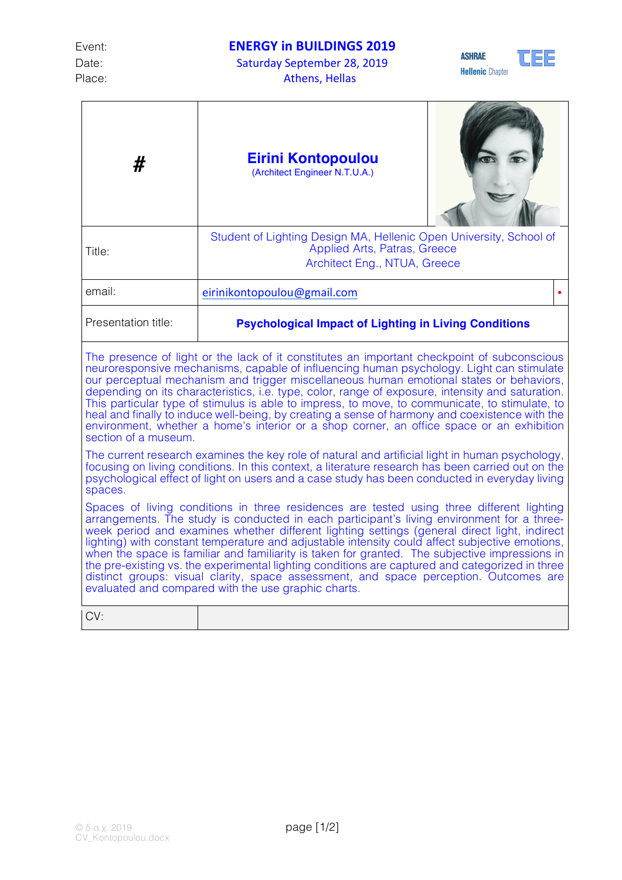Event: **ENERGY in BUILDINGS 2019**
Date: Saturday September 28, 2019
Place: Athens, Hellas

ASHRAE Hellenic Chapter TEE

| # | **Eirini Kontopoulou** (Architect Engineer N.T.U.A.) |
|---|---|
| Title: | Student of Lighting Design MA, Hellenic Open University, School of Applied Arts, Patras, Greece<br>Architect Eng., NTUA, Greece |
| email: | eirinikontopoulou@gmail.com |
| Presentation title: | **Psychological Impact of Lighting in Living Conditions** |

The presence of light or the lack of it constitutes an important checkpoint of subconscious neuroresponsive mechanisms, capable of influencing human psychology. Light can stimulate our perceptual mechanism and trigger miscellaneous human emotional states or behaviors, depending on its characteristics, i.e. type, color, range of exposure, intensity and saturation. This particular type of stimulus is able to impress, to move, to communicate, to stimulate, to heal and finally to induce well-being, by creating a sense of harmony and coexistence with the environment, whether a home's interior or a shop corner, an office space or an exhibition section of a museum.

The current research examines the key role of natural and artificial light in human psychology, focusing on living conditions. In this context, a literature research has been carried out on the psychological effect of light on users and a case study has been conducted in everyday living spaces.

Spaces of living conditions in three residences are tested using three different lighting arrangements. The study is conducted in each participant's living environment for a three-week period and examines whether different lighting settings (general direct light, indirect lighting) with constant temperature and adjustable intensity could affect subjective emotions, when the space is familiar and familiarity is taken for granted. The subjective impressions in the pre-existing vs. the experimental lighting conditions are captured and categorized in three distinct groups: visual clarity, space assessment, and space perception. Outcomes are evaluated and compared with the use graphic charts.

| CV: | |
|---|---|

© δ.α.χ. 2019
CV_Kontopoulou.docx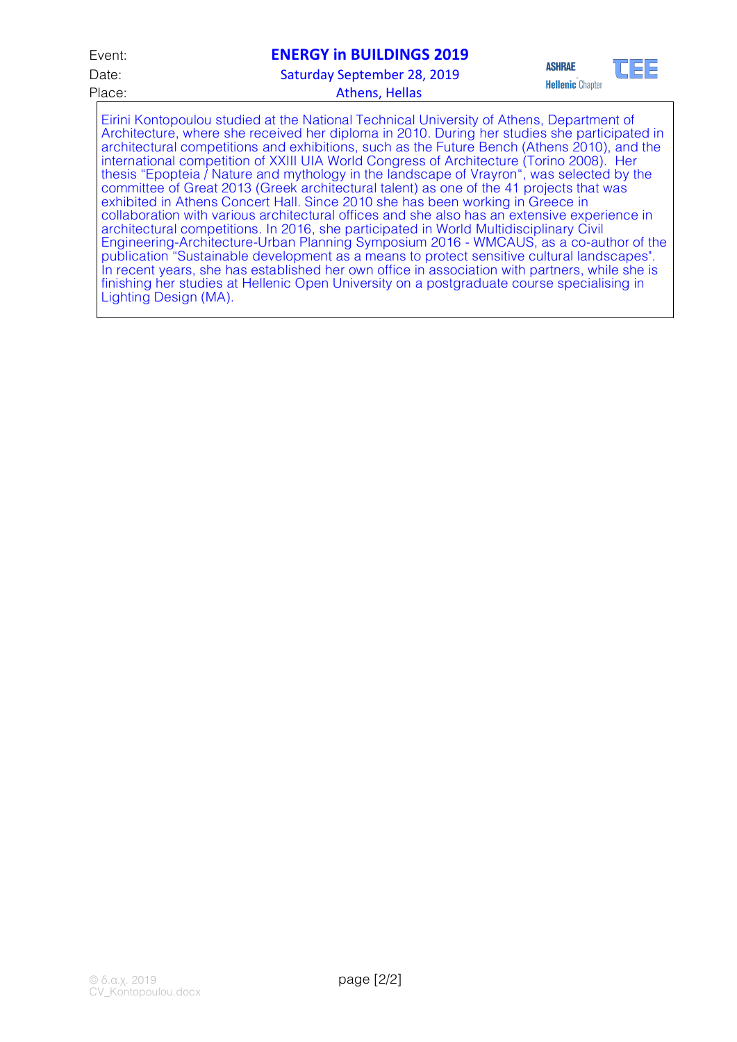Eirini Kontopoulou studied at the National Technical University of Athens, Department of Architecture, where she received her diploma in 2010. During her studies she participated in architectural competitions and exhibitions, such as the Future Bench (Athens 2010), and the international competition of XXIII UIA World Congress of Architecture (Torino 2008). Her thesis "Epopteia / Nature and mythology in the landscape of Vrayron", was selected by the committee of Great 2013 (Greek architectural talent) as one of the 41 projects that was exhibited in Athens Concert Hall. Since 2010 she has been working in Greece in collaboration with various architectural offices and she also has an extensive experience in architectural competitions. In 2016, she participated in World Multidisciplinary Civil Engineering-Architecture-Urban Planning Symposium 2016 - WMCAUS, as a co-author of the publication "Sustainable development as a means to protect sensitive cultural landscapes". In recent years, she has established her own office in association with partners, while she is finishing her studies at Hellenic Open University on a postgraduate course specialising in Lighting Design (MA).